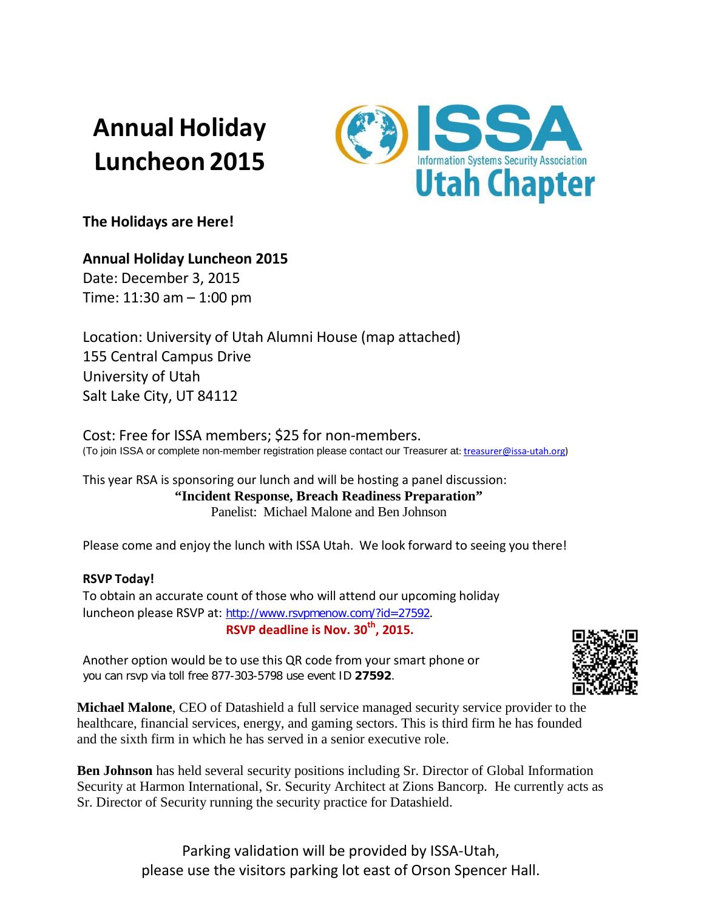# Annual Holiday Luncheon 2015

ISSA Information Systems Security Association Utah Chapter

**The Holidays are Here!**

**Annual Holiday Luncheon 2015**
Date: December 3, 2015
Time: 11:30 am – 1:00 pm

Location: University of Utah Alumni House (map attached)
155 Central Campus Drive
University of Utah
Salt Lake City, UT 84112

Cost: Free for ISSA members; $25 for non-members.
(To join ISSA or complete non-member registration please contact our Treasurer at: treasurer@issa-utah.org)

This year RSA is sponsoring our lunch and will be hosting a panel discussion:

**"Incident Response, Breach Readiness Preparation"**
Panelist: Michael Malone and Ben Johnson

Please come and enjoy the lunch with ISSA Utah. We look forward to seeing you there!

**RSVP Today!**
To obtain an accurate count of those who will attend our upcoming holiday luncheon please RSVP at: http://www.rsvpmenow.com/?id=27592.

**RSVP deadline is Nov. 30th, 2015.**

Another option would be to use this QR code from your smart phone or you can rsvp via toll free 877-303-5798 use event ID **27592**.

**Michael Malone**, CEO of Datashield a full service managed security service provider to the healthcare, financial services, energy, and gaming sectors. This is third firm he has founded and the sixth firm in which he has served in a senior executive role.

**Ben Johnson** has held several security positions including Sr. Director of Global Information Security at Harmon International, Sr. Security Architect at Zions Bancorp. He currently acts as Sr. Director of Security running the security practice for Datashield.

Parking validation will be provided by ISSA-Utah, please use the visitors parking lot east of Orson Spencer Hall.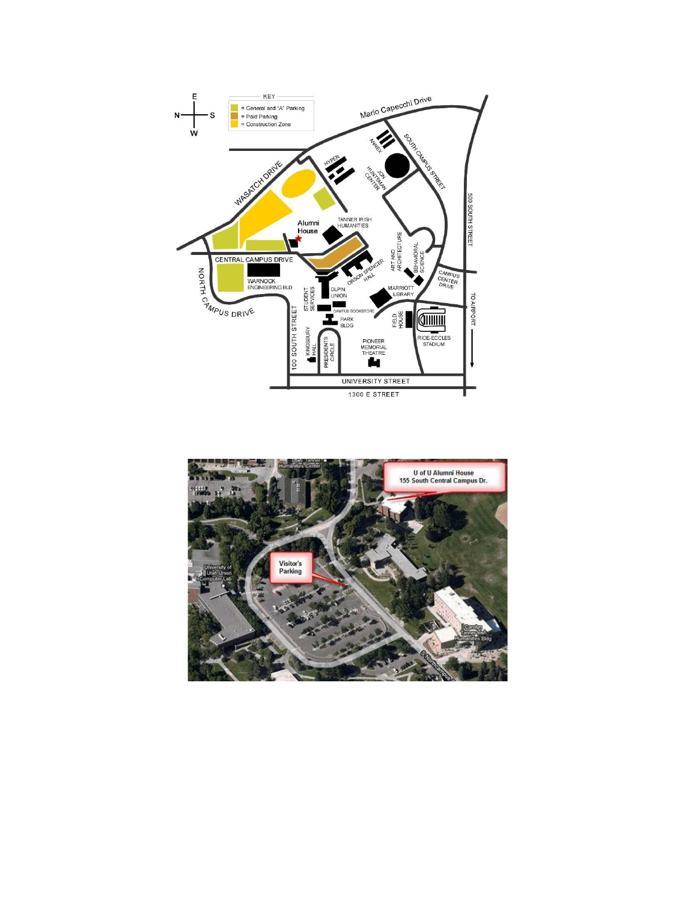E
N S
W

KEY
= General and "A" Parking
= Paid Parking
= Construction Zone

Mario Capecchi Drive
ANNEX
SOUTH CAMPUS STREET
HYPER
JON HUNTSMAN CENTER
WASATCH DRIVE
500 SOUTH STREET
Alumni House
TANNER IRISH HUMANITIES
ART AND ARCHITECTURE
BEHAVIORAL SCIENCE
CENTRAL CAMPUS DRIVE
ORSON SPENCER HALL
CAMPUS CENTER DRIVE
NORTH CAMPUS DRIVE
WARNOCK ENGINEERING BLD
STUDENT SERVICES
OLPIN UNION
MARRIOTT LIBRARY
TO AIRPORT
CAMPUS BOOKSTORE
FIELD HOUSE
PARK BLDG
RICE-ECCLES STADIUM
100 SOUTH STREET
KINGSBURY HALL
PRESIDENTS CIRCLE
PIONEER MEMORIAL THEATRE
UNIVERSITY STREET
1300 E STREET

Utah Tanner Humanities Center
U of U Alumni House
155 South Central Campus Dr.
Visitor's Parking
University of Utah Union Computer Lab
Carolyn Tanner Irish Humanities Bldg
S Northcampus